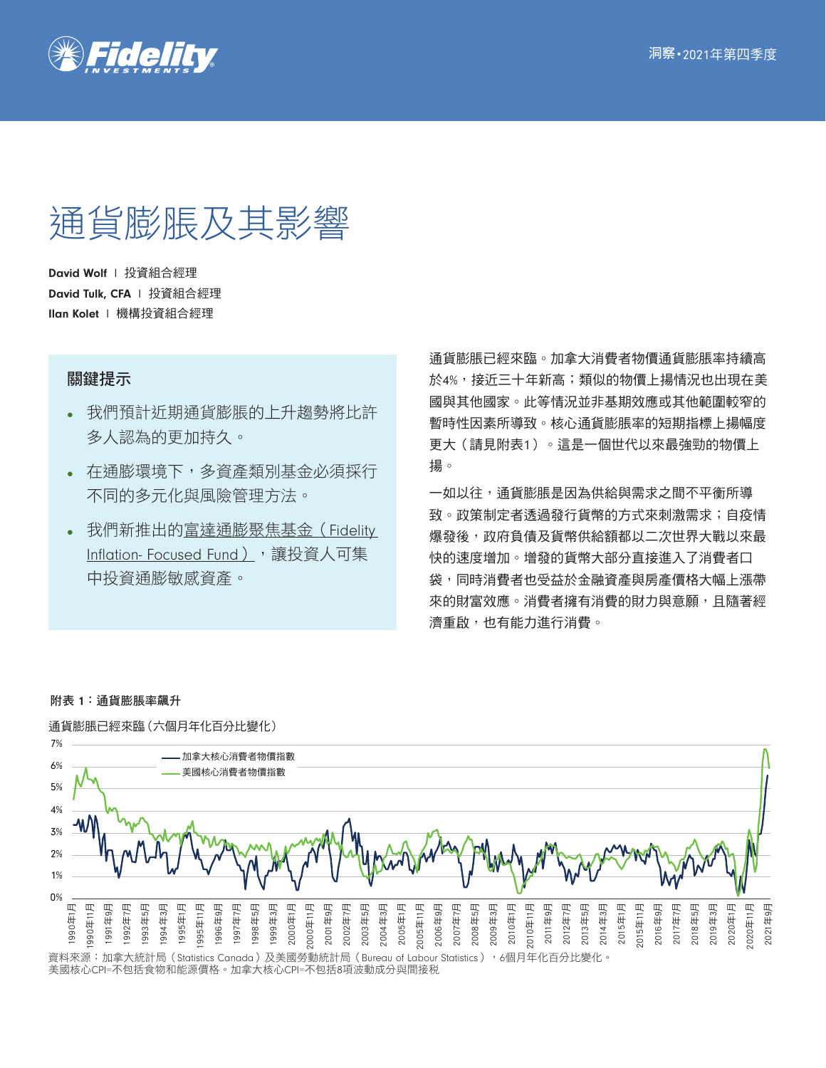# 通貨膨脹及其影響

**David Wolf** I 投資組合經理
**David Tulk, CFA** I 投資組合經理
**Ilan Kolet** I 機構投資組合經理

### 關鍵提示

- 我們預計近期通貨膨脹的上升趨勢將比許多人認為的更加持久。
- 在通膨環境下，多資產類別基金必須採行不同的多元化與風險管理方法。
- 我們新推出的富達通膨聚焦基金（Fidelity Inflation- Focused Fund），讓投資人可集中投資通膨敏感資產。

通貨膨脹已經來臨。加拿大消費者物價通貨膨脹率持續高於4%，接近三十年新高；類似的物價上揚情況也出現在美國與其他國家。此等情況並非基期效應或其他範圍較窄的暫時性因素所導致。核心通貨膨脹率的短期指標上揚幅度更大（請見附表1）。這是一個世代以來最強勁的物價上揚。

一如以往，通貨膨脹是因為供給與需求之間不平衡所導致。政策制定者透過發行貨幣的方式來刺激需求；自疫情爆發後，政府負債及貨幣供給額都以二次世界大戰以來最快的速度增加。增發的貨幣大部分直接進入了消費者口袋，同時消費者也受益於金融資產與房產價格大幅上漲帶來的財富效應。消費者擁有消費的財力與意願，且隨著經濟重啟，也有能力進行消費。

**附表 1：通貨膨脹率飆升**

通貨膨脹已經來臨（六個月年化百分比變化）

資料來源：加拿大統計局（Statistics Canada）及美國勞動統計局（Bureau of Labour Statistics），6個月年化百分比變化。
美國核心CPI=不包括食物和能源價格。加拿大核心CPI=不包括8項波動成分與間接稅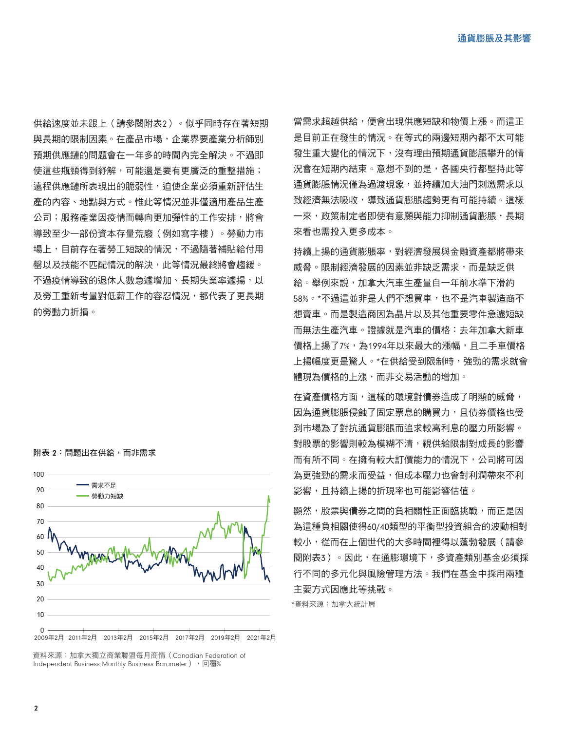供給速度並未跟上（請參閱附表2）。似乎同時存在著短期與長期的限制因素。在產品市場，企業界要產業分析師別預期供應鏈的問題會在一年多的時間內完全解決。不過即使這些瓶頸得到紓解，可能還是要有更廣泛的重整措施；遠程供應鏈所表現出的脆弱性，迫使企業必須重新評估生產的內容、地點與方式。惟此等情況並非僅適用產品生產公司；服務產業因疫情而轉向更加彈性的工作安排，將會導致至少一部份資本存量荒廢（例如寫字樓）。勞動力市場上，目前存在著勞工短缺的情況，不過隨著補貼給付用罄以及技能不匹配情況的解決，此等情況最終將會趨緩。不過疫情導致的退休人數急遽增加、長期失業率遽揚，以及勞工重新考量對低薪工作的容忍情況，都代表了更長期的勞動力折損。

**附表 2：問題出在供給，而非需求**

資料來源：加拿大獨立商業聯盟每月商情（Canadian Federation of Independent Business Monthly Business Barometer），回覆%

當需求超越供給，便會出現供應短缺和物價上漲。而這正是目前正在發生的情況。在等式的兩邊短期內都不太可能發生重大變化的情況下，沒有理由預期通貨膨脹攀升的情況會在短期內結束。意想不到的是，各國央行都堅持此等通貨膨脹情況僅為過渡現象，並持續加大油門刺激需求以致經濟無法吸收，導致通貨膨脹趨勢更有可能持續。這樣一來，政策制定者即使有意願與能力抑制通貨膨脹，長期來看也需投入更多成本。

持續上揚的通貨膨脹率，對經濟發展與金融資產都將帶來威脅。限制經濟發展的因素並非缺乏需求，而是缺乏供給。舉例來說，加拿大汽車生產量自一年前水準下滑約58%。*不過這並非是人們不想買車，也不是汽車製造商不想賣車。而是製造商因為晶片以及其他重要零件急遽短缺而無法生產汽車。證據就是汽車的價格：去年加拿大新車價格上揚了7%，為1994年以來最大的漲幅，且二手車價格上揚幅度更是驚人。*在供給受到限制時，強勁的需求就會體現為價格的上漲，而非交易活動的增加。

在資產價格方面，這樣的環境對債券造成了明顯的威脅，因為通貨膨脹侵蝕了固定票息的購買力，且債券價格也受到市場為了對抗通貨膨脹而追求較高利息的壓力所影響。對股票的影響則較為模糊不清，視供給限制對成長的影響而有所不同。在擁有較大訂價能力的情況下，公司將可因為更強勁的需求而受益，但成本壓力也會對利潤帶來不利影響，且持續上揚的折現率也可能影響估值。

顯然，股票與債券之間的負相關性正面臨挑戰，而正是因為這種負相關使得60/40類型的平衡型投資組合的波動相對較小，從而在上個世代的大多時間裡得以蓬勃發展（請參閱附表3）。因此，在通膨環境下，多資產類別基金必須採行不同的多元化與風險管理方法。我們在基金中採用兩種主要方式因應此等挑戰。

*資料來源：加拿大統計局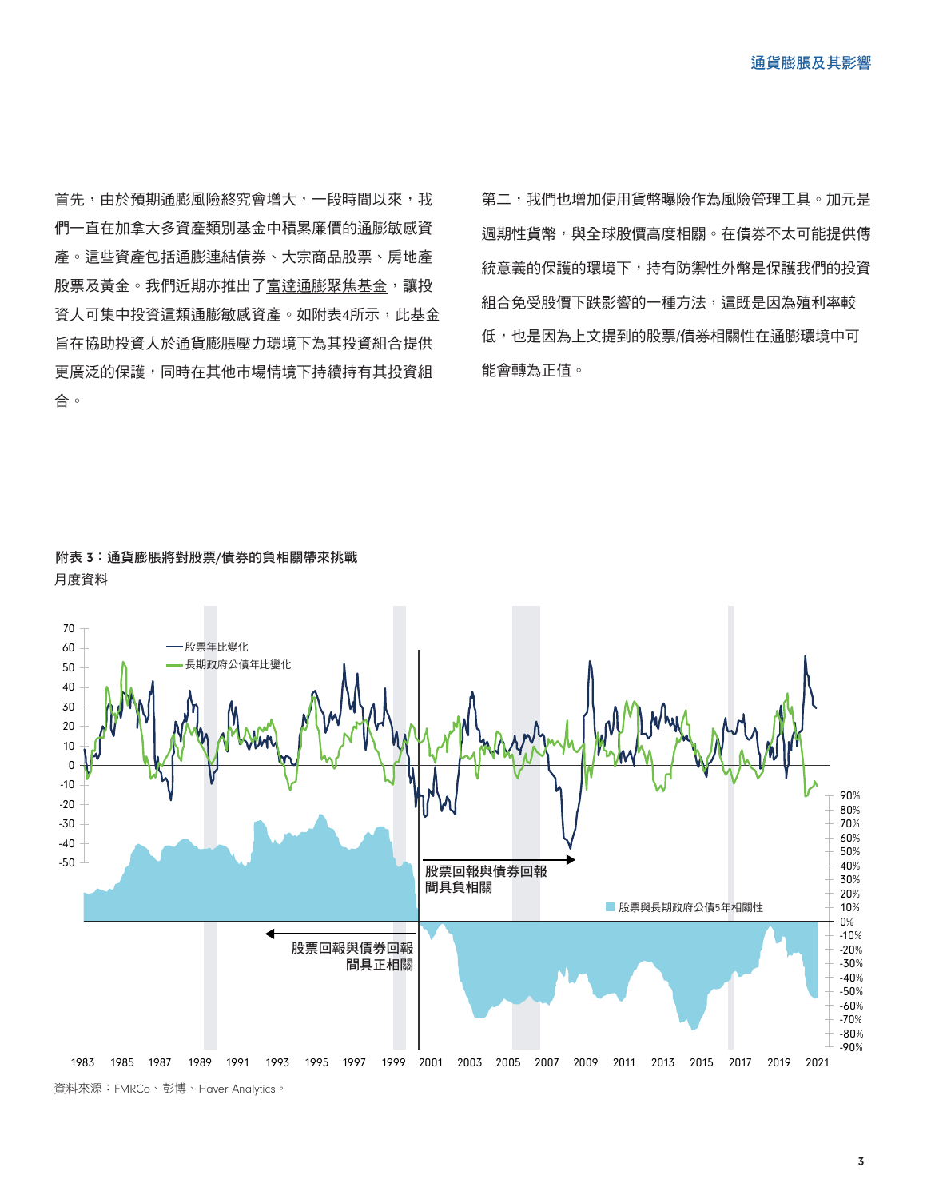首先，由於預期通膨風險終究會增大，一段時間以來，我們一直在加拿大多資產類別基金中積累廉價的通膨敏感資產。這些資產包括通膨連結債券、大宗商品股票、房地產股票及黃金。我們近期亦推出了富達通膨聚焦基金，讓投資人可集中投資這類通膨敏感資產。如附表4所示，此基金旨在協助投資人於通貨膨脹壓力環境下為其投資組合提供更廣泛的保護，同時在其他市場情境下持續持有其投資組合。

第二，我們也增加使用貨幣曝險作為風險管理工具。加元是週期性貨幣，與全球股價高度相關。在債券不太可能提供傳統意義的保護的環境下，持有防禦性外幣是保護我們的投資組合免受股價下跌影響的一種方法，這既是因為殖利率較低，也是因為上文提到的股票/債券相關性在通膨環境中可能會轉為正值。

**附表 3：通貨膨脹將對股票/債券的負相關帶來挑戰**

月度資料

資料來源：FMRCo、彭博、Haver Analytics。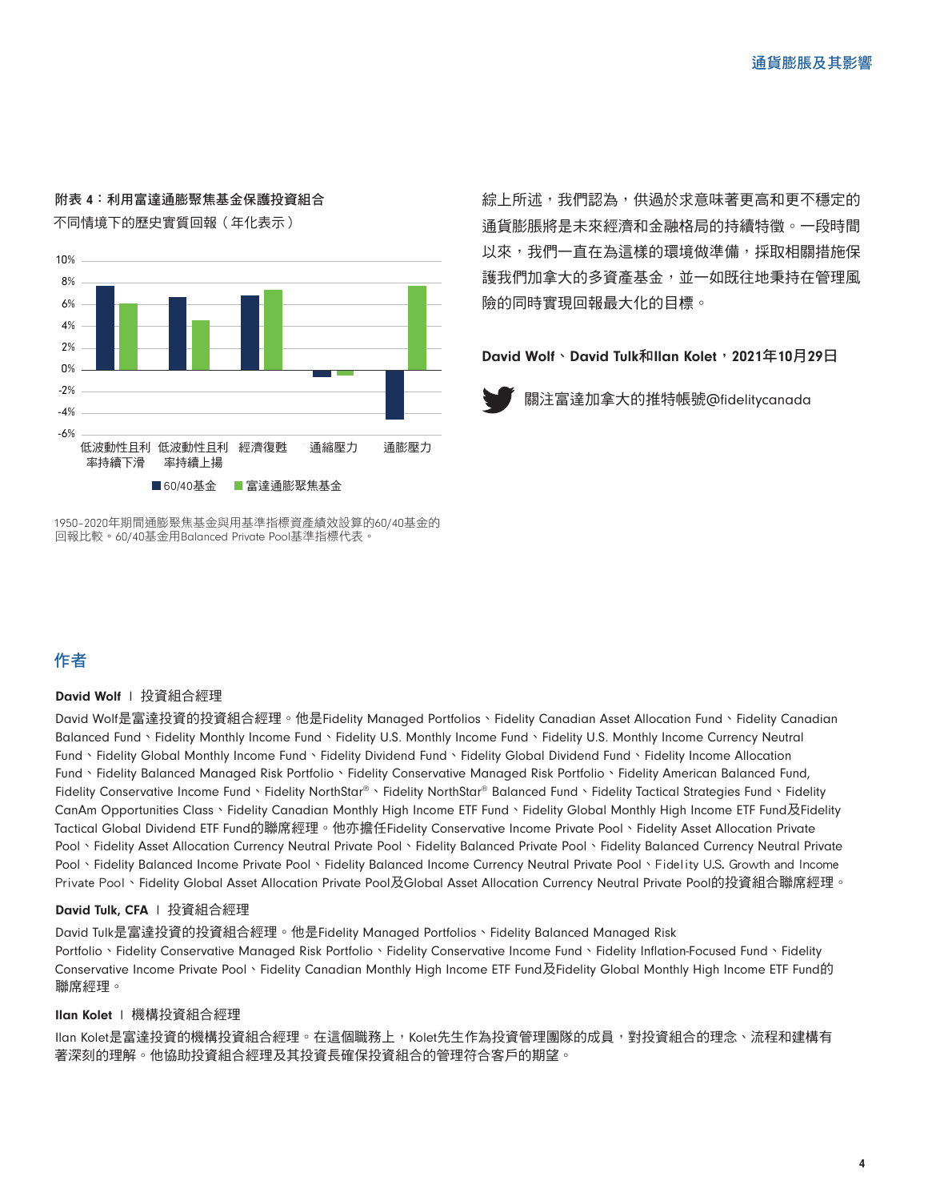**附表 4：利用富達通膨聚焦基金保護投資組合**

不同情境下的歷史實質回報（年化表示）

1950-2020年期間通膨聚焦基金與用基準指標資產績效設算的60/40基金的回報比較。60/40基金用Balanced Private Pool基準指標代表。

綜上所述，我們認為，供過於求意味著更高和更不穩定的通貨膨脹將是未來經濟和金融格局的持續特徵。一段時間以來，我們一直在為這樣的環境做準備，採取相關措施保護我們加拿大的多資產基金，並一如既往地秉持在管理風險的同時實現回報最大化的目標。

**David Wolf、David Tulk和Ilan Kolet，2021年10月29日**

關注富達加拿大的推特帳號@fidelitycanada

## 作者

**David Wolf** | 投資組合經理

David Wolf是富達投資的投資組合經理。他是Fidelity Managed Portfolios、Fidelity Canadian Asset Allocation Fund、Fidelity Canadian Balanced Fund、Fidelity Monthly Income Fund、Fidelity U.S. Monthly Income Fund、Fidelity U.S. Monthly Income Currency Neutral Fund、Fidelity Global Monthly Income Fund、Fidelity Dividend Fund、Fidelity Global Dividend Fund、Fidelity Income Allocation Fund、Fidelity Balanced Managed Risk Portfolio、Fidelity Conservative Managed Risk Portfolio、Fidelity American Balanced Fund, Fidelity Conservative Income Fund、Fidelity NorthStar®、Fidelity NorthStar® Balanced Fund、Fidelity Tactical Strategies Fund、Fidelity CanAm Opportunities Class、Fidelity Canadian Monthly High Income ETF Fund、Fidelity Global Monthly High Income ETF Fund及Fidelity Tactical Global Dividend ETF Fund的聯席經理。他亦擔任Fidelity Conservative Income Private Pool、Fidelity Asset Allocation Private Pool、Fidelity Asset Allocation Currency Neutral Private Pool、Fidelity Balanced Private Pool、Fidelity Balanced Currency Neutral Private Pool、Fidelity Balanced Income Private Pool、Fidelity Balanced Income Currency Neutral Private Pool、Fidelity U.S. Growth and Income Private Pool、Fidelity Global Asset Allocation Private Pool及Global Asset Allocation Currency Neutral Private Pool的投資組合聯席經理。

**David Tulk, CFA** | 投資組合經理

David Tulk是富達投資的投資組合經理。他是Fidelity Managed Portfolios、Fidelity Balanced Managed Risk Portfolio、Fidelity Conservative Managed Risk Portfolio、Fidelity Conservative Income Fund、Fidelity Inflation-Focused Fund、Fidelity Conservative Income Private Pool、Fidelity Canadian Monthly High Income ETF Fund及Fidelity Global Monthly High Income ETF Fund的聯席經理。

**Ilan Kolet** | 機構投資組合經理

Ilan Kolet是富達投資的機構投資組合經理。在這個職務上，Kolet先生作為投資管理團隊的成員，對投資組合的理念、流程和建構有著深刻的理解。他協助投資組合經理及其投資長確保投資組合的管理符合客戶的期望。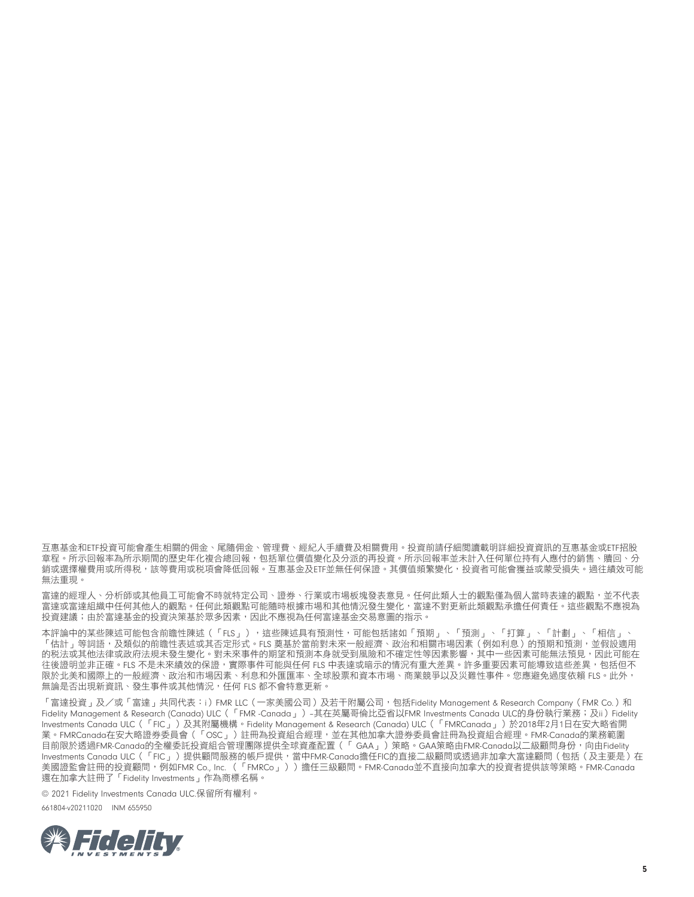互惠基金和ETF投資可能會產生相關的佣金、尾隨佣金、管理費、經紀人手續費及相關費用。投資前請仔細閱讀載明詳細投資資訊的互惠基金或ETF招股章程。所示回報率為所示期間的歷史年化複合總回報，包括單位價值變化及分派的再投資。所示回報率並未計入任何單位持有人應付的銷售、贖回、分銷或選擇權費用或所得稅，該等費用或稅項會降低回報。互惠基金及ETF並無任何保證。其價值頻繁變化，投資者可能會獲益或蒙受損失。過往績效可能無法重現。

富達的經理人、分析師或其他員工可能會不時就特定公司、證券、行業或市場板塊發表意見。任何此類人士的觀點僅為個人當時表達的觀點，並不代表富達或富達組織中任何其他人的觀點。任何此類觀點可能隨時根據市場和其他情況發生變化，富達不對更新此類觀點承擔任何責任。這些觀點不應視為投資建議；由於富達基金的投資決策基於眾多因素，因此不應視為任何富達基金交易意圖的指示。

本評論中的某些陳述可能包含前瞻性陳述（「FLS」），這些陳述具有預測性，可能包括諸如「預期」、「預測」、「打算」、「計劃」、「相信」、「估計」等詞語，及類似的前瞻性表述或其否定形式。FLS 奠基於當前對未來一般經濟、政治和相關市場因素（例如利息）的預期和預測，並假設適用的稅法或其他法律或政府法規未發生變化。對未來事件的期望和預測本身就受到風險和不確定性等因素影響，其中一些因素可能無法預見，因此可能在往後證明並非正確。FLS 不是未來績效的保證，實際事件可能與任何 FLS 中表達或暗示的情況有重大差異。許多重要因素可能導致這些差異，包括但不限於北美和國際上的一般經濟、政治和市場因素、利息和外匯匯率、全球股票和資本市場、商業競爭以及災難性事件。您應避免過度依賴 FLS。此外，無論是否出現新資訊、發生事件或其他情況，任何 FLS 都不會特意更新。

「富達投資」及／或「富達」共同代表：i）FMR LLC（一家美國公司）及若干附屬公司，包括Fidelity Management & Research Company（FMR Co.）和 Fidelity Management & Research (Canada) ULC（「FMR -Canada」）–其在英屬哥倫比亞省以FMR Investments Canada ULC的身份執行業務；及ii）Fidelity Investments Canada ULC（「FIC」）及其附屬機構。Fidelity Management & Research (Canada) ULC（「FMRCanada」）於2018年2月1日在安大略省開業。FMRCanada在安大略證券委員會（「OSC」）註冊為投資組合經理，並在其他加拿大證券委員會註冊為投資組合經理。FMR-Canada的業務範圍目前限於透過FMR-Canada的全權委託投資組合管理團隊提供全球資產配置（「 GAA」）策略。GAA策略由FMR-Canada以二級顧問身份，向由Fidelity Investments Canada ULC（「FIC」）提供顧問服務的帳戶提供，當中FMR-Canada擔任FIC的直接二級顧問或透過非加拿大富達顧問（包括（及主要是）在美國證監會註冊的投資顧問，例如FMR Co., Inc. （「FMRCo」））擔任三級顧問。FMR-Canada並不直接向加拿大的投資者提供該等策略。FMR-Canada還在加拿大註冊了「Fidelity Investments」作為商標名稱。

© 2021 Fidelity Investments Canada ULC.保留所有權利。

661804-v20211020 INM 655950

Fidelity INVESTMENTS